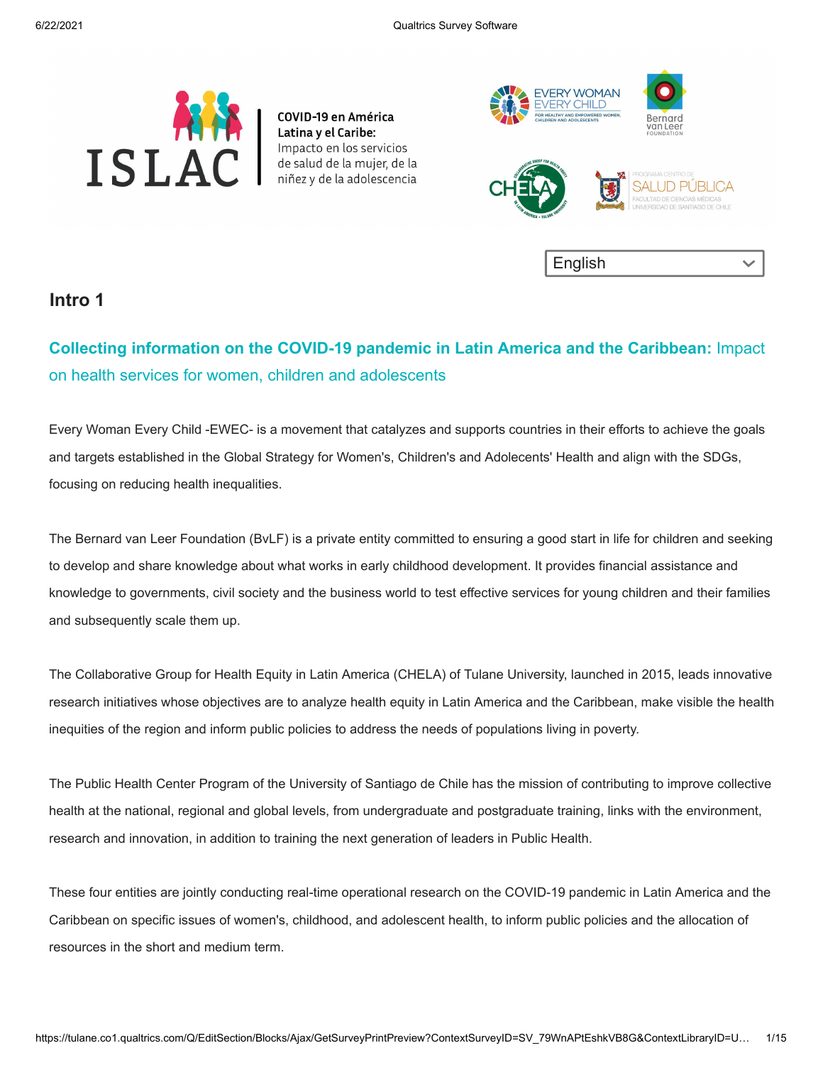COVID-19 en América Latina y el Caribe: Impacto en los servicios de salud de la mujer, de la niñez y de la adolescencia

English

## Intro 1

### **Collecting information on the COVID-19 pandemic in Latin America and the Caribbean:** Impact on health services for women, children and adolescents

Every Woman Every Child -EWEC- is a movement that catalyzes and supports countries in their efforts to achieve the goals and targets established in the Global Strategy for Women's, Children's and Adolecents' Health and align with the SDGs, focusing on reducing health inequalities.

The Bernard van Leer Foundation (BvLF) is a private entity committed to ensuring a good start in life for children and seeking to develop and share knowledge about what works in early childhood development. It provides financial assistance and knowledge to governments, civil society and the business world to test effective services for young children and their families and subsequently scale them up.

The Collaborative Group for Health Equity in Latin America (CHELA) of Tulane University, launched in 2015, leads innovative research initiatives whose objectives are to analyze health equity in Latin America and the Caribbean, make visible the health inequities of the region and inform public policies to address the needs of populations living in poverty.

The Public Health Center Program of the University of Santiago de Chile has the mission of contributing to improve collective health at the national, regional and global levels, from undergraduate and postgraduate training, links with the environment, research and innovation, in addition to training the next generation of leaders in Public Health.

These four entities are jointly conducting real-time operational research on the COVID-19 pandemic in Latin America and the Caribbean on specific issues of women's, childhood, and adolescent health, to inform public policies and the allocation of resources in the short and medium term.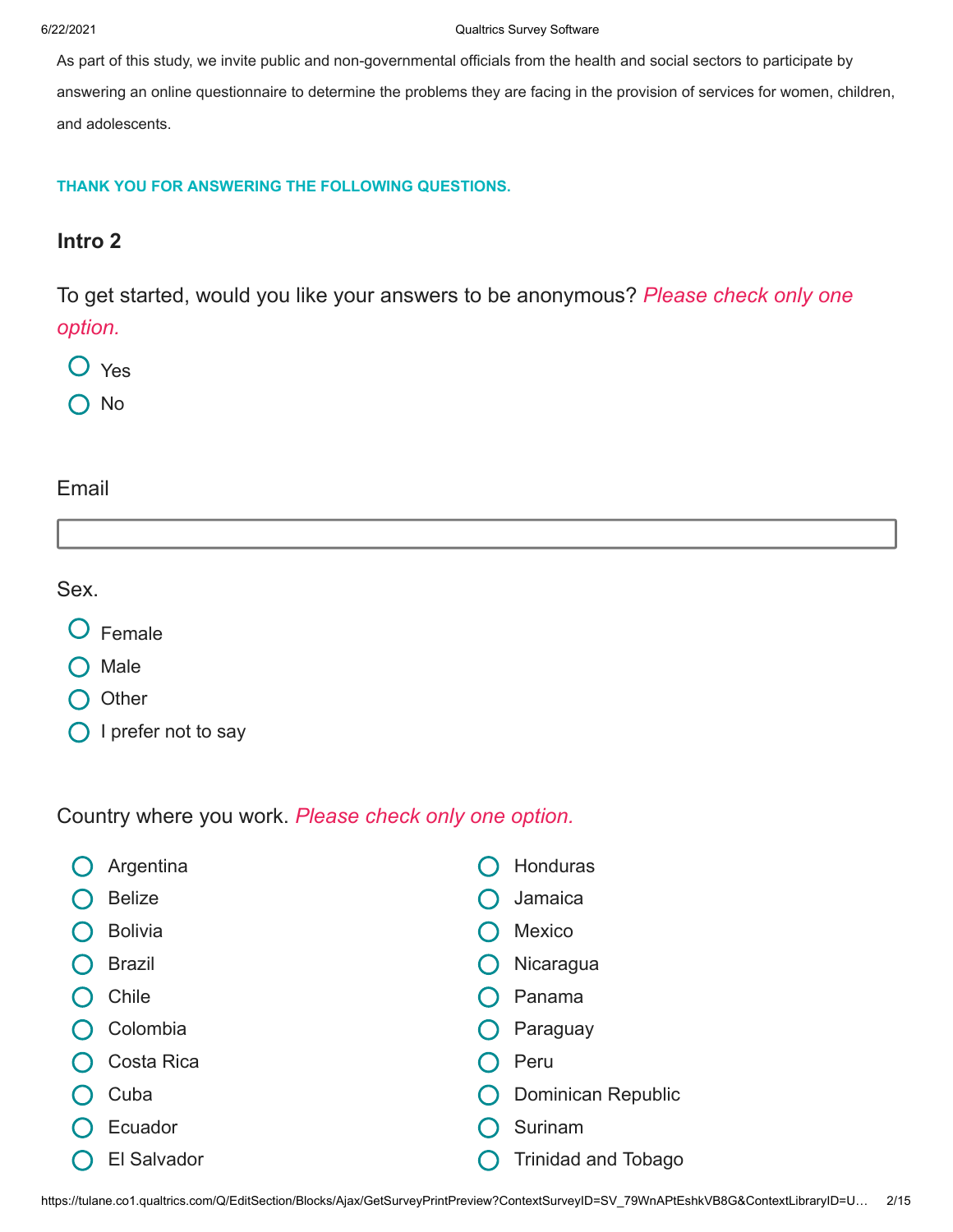As part of this study, we invite public and non-governmental officials from the health and social sectors to participate by answering an online questionnaire to determine the problems they are facing in the provision of services for women, children, and adolescents.

**THANK YOU FOR ANSWERING THE FOLLOWING QUESTIONS.**

### Intro 2

To get started, would you like your answers to be anonymous? *Please check only one option.*

- Yes
- No

Email

\_\_\_\_\_\_\_\_\_\_\_\_\_\_\_\_\_\_\_\_\_\_\_\_\_\_\_\_\_\_\_\_

Sex.

- Female
- Male
- Other
- I prefer not to say

Country where you work. *Please check only one option.*

- Argentina
- Belize
- Bolivia
- Brazil
- Chile
- Colombia
- Costa Rica
- Cuba
- Ecuador
- El Salvador
- Honduras
- Jamaica
- Mexico
- Nicaragua
- Panama
- Paraguay
- Peru
- Dominican Republic
- Surinam
- Trinidad and Tobago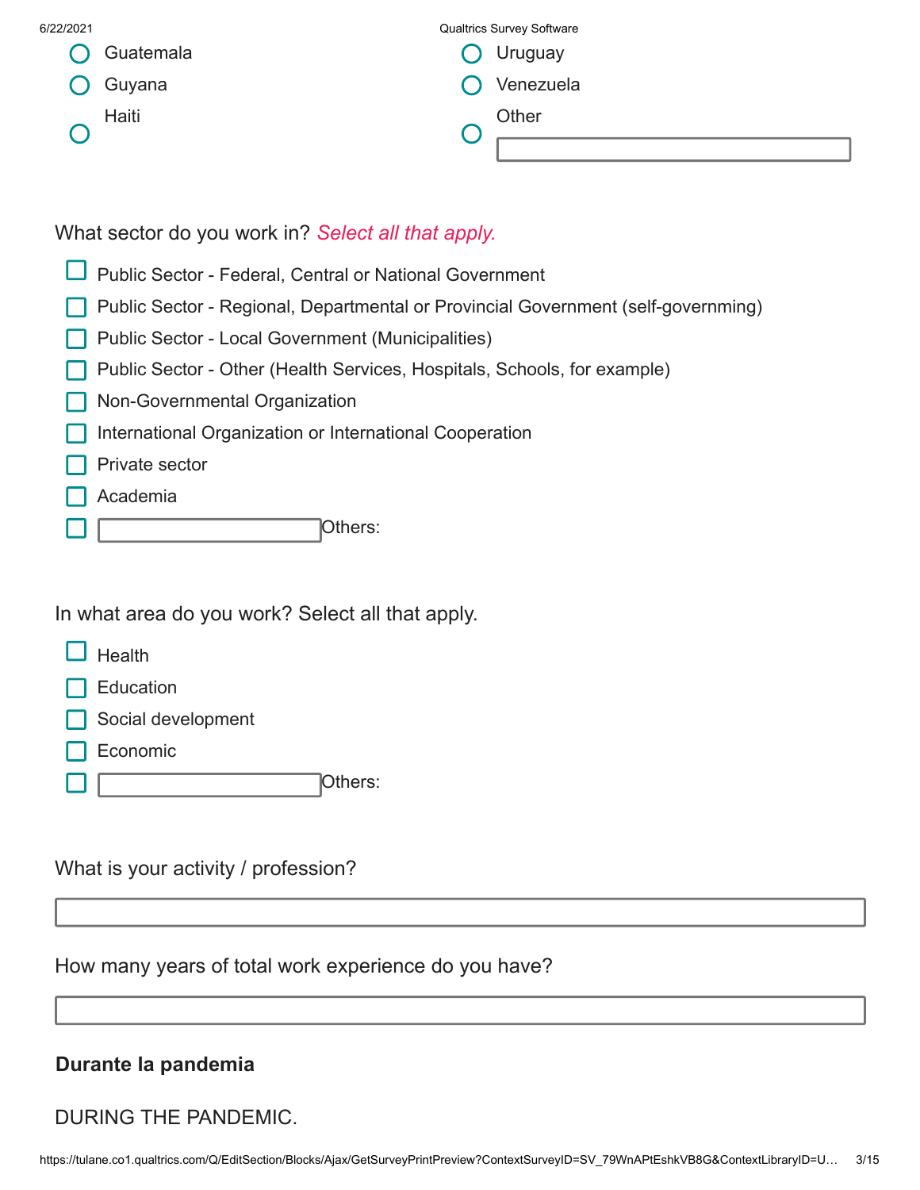- Guatemala
- Guyana
- Haiti
- Uruguay
- Venezuela
- Other ______

What sector do you work in? *Select all that apply.*

- [ ] Public Sector - Federal, Central or National Government
- [ ] Public Sector - Regional, Departmental or Provincial Government (self-governming)
- [ ] Public Sector - Local Government (Municipalities)
- [ ] Public Sector - Other (Health Services, Hospitals, Schools, for example)
- [ ] Non-Governmental Organization
- [ ] International Organization or International Cooperation
- [ ] Private sector
- [ ] Academia
- [ ] ______ Others:

In what area do you work? Select all that apply.

- [ ] Health
- [ ] Education
- [ ] Social development
- [ ] Economic
- [ ] ______ Others:

What is your activity / profession?

______

How many years of total work experience do you have?

______

**Durante la pandemia**

DURING THE PANDEMIC.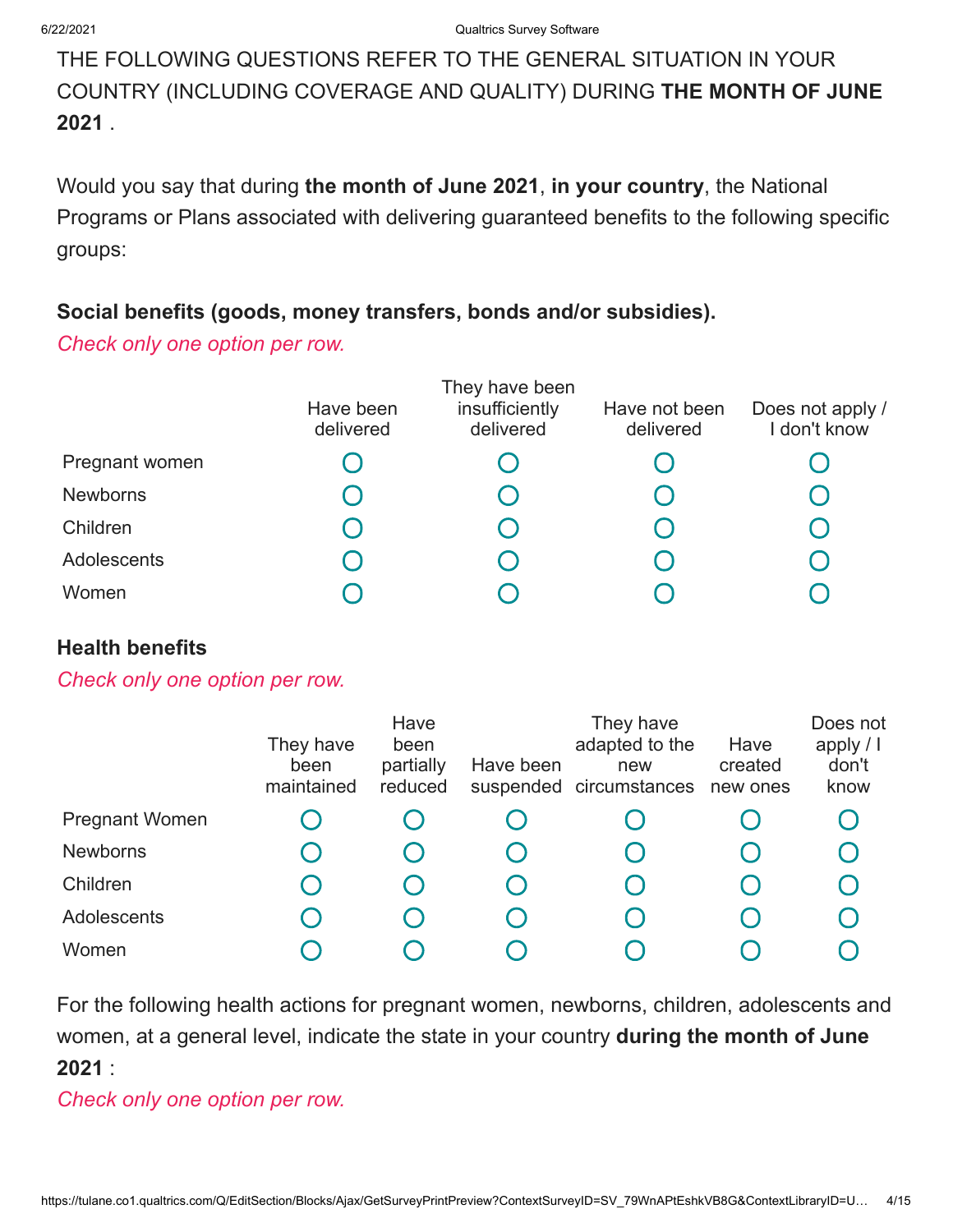THE FOLLOWING QUESTIONS REFER TO THE GENERAL SITUATION IN YOUR COUNTRY (INCLUDING COVERAGE AND QUALITY) DURING **THE MONTH OF JUNE 2021** .

Would you say that during **the month of June 2021**, **in your country**, the National Programs or Plans associated with delivering guaranteed benefits to the following specific groups:

**Social benefits (goods, money transfers, bonds and/or subsidies).**

*Check only one option per row.*

| | Have been delivered | They have been insufficiently delivered | Have not been delivered | Does not apply / I don't know |
|---|---|---|---|---|
| Pregnant women | ○ | ○ | ○ | ○ |
| Newborns | ○ | ○ | ○ | ○ |
| Children | ○ | ○ | ○ | ○ |
| Adolescents | ○ | ○ | ○ | ○ |
| Women | ○ | ○ | ○ | ○ |

**Health benefits**

*Check only one option per row.*

| | They have been maintained | Have been partially reduced | Have been suspended | They have adapted to the new circumstances | Have created new ones | Does not apply / I don't know |
|---|---|---|---|---|---|---|
| Pregnant Women | ○ | ○ | ○ | ○ | ○ | ○ |
| Newborns | ○ | ○ | ○ | ○ | ○ | ○ |
| Children | ○ | ○ | ○ | ○ | ○ | ○ |
| Adolescents | ○ | ○ | ○ | ○ | ○ | ○ |
| Women | ○ | ○ | ○ | ○ | ○ | ○ |

For the following health actions for pregnant women, newborns, children, adolescents and women, at a general level, indicate the state in your country **during the month of June 2021** :

*Check only one option per row.*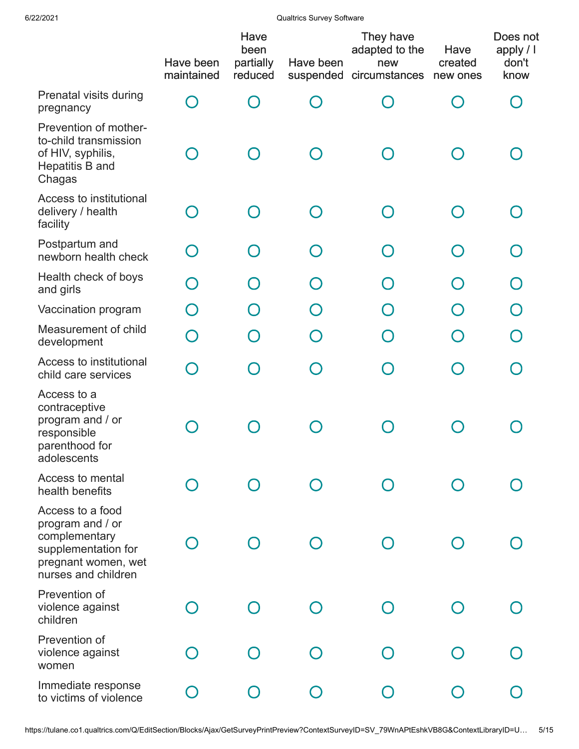| | Have been maintained | Have been partially reduced | Have been suspended | They have adapted to the new circumstances | Have created new ones | Does not apply / I don't know |
|---|---|---|---|---|---|---|
| Prenatal visits during pregnancy | ○ | ○ | ○ | ○ | ○ | ○ |
| Prevention of mother-to-child transmission of HIV, syphilis, Hepatitis B and Chagas | ○ | ○ | ○ | ○ | ○ | ○ |
| Access to institutional delivery / health facility | ○ | ○ | ○ | ○ | ○ | ○ |
| Postpartum and newborn health check | ○ | ○ | ○ | ○ | ○ | ○ |
| Health check of boys and girls | ○ | ○ | ○ | ○ | ○ | ○ |
| Vaccination program | ○ | ○ | ○ | ○ | ○ | ○ |
| Measurement of child development | ○ | ○ | ○ | ○ | ○ | ○ |
| Access to institutional child care services | ○ | ○ | ○ | ○ | ○ | ○ |
| Access to a contraceptive program and / or responsible parenthood for adolescents | ○ | ○ | ○ | ○ | ○ | ○ |
| Access to mental health benefits | ○ | ○ | ○ | ○ | ○ | ○ |
| Access to a food program and / or complementary supplementation for pregnant women, wet nurses and children | ○ | ○ | ○ | ○ | ○ | ○ |
| Prevention of violence against children | ○ | ○ | ○ | ○ | ○ | ○ |
| Prevention of violence against women | ○ | ○ | ○ | ○ | ○ | ○ |
| Immediate response to victims of violence | ○ | ○ | ○ | ○ | ○ | ○ |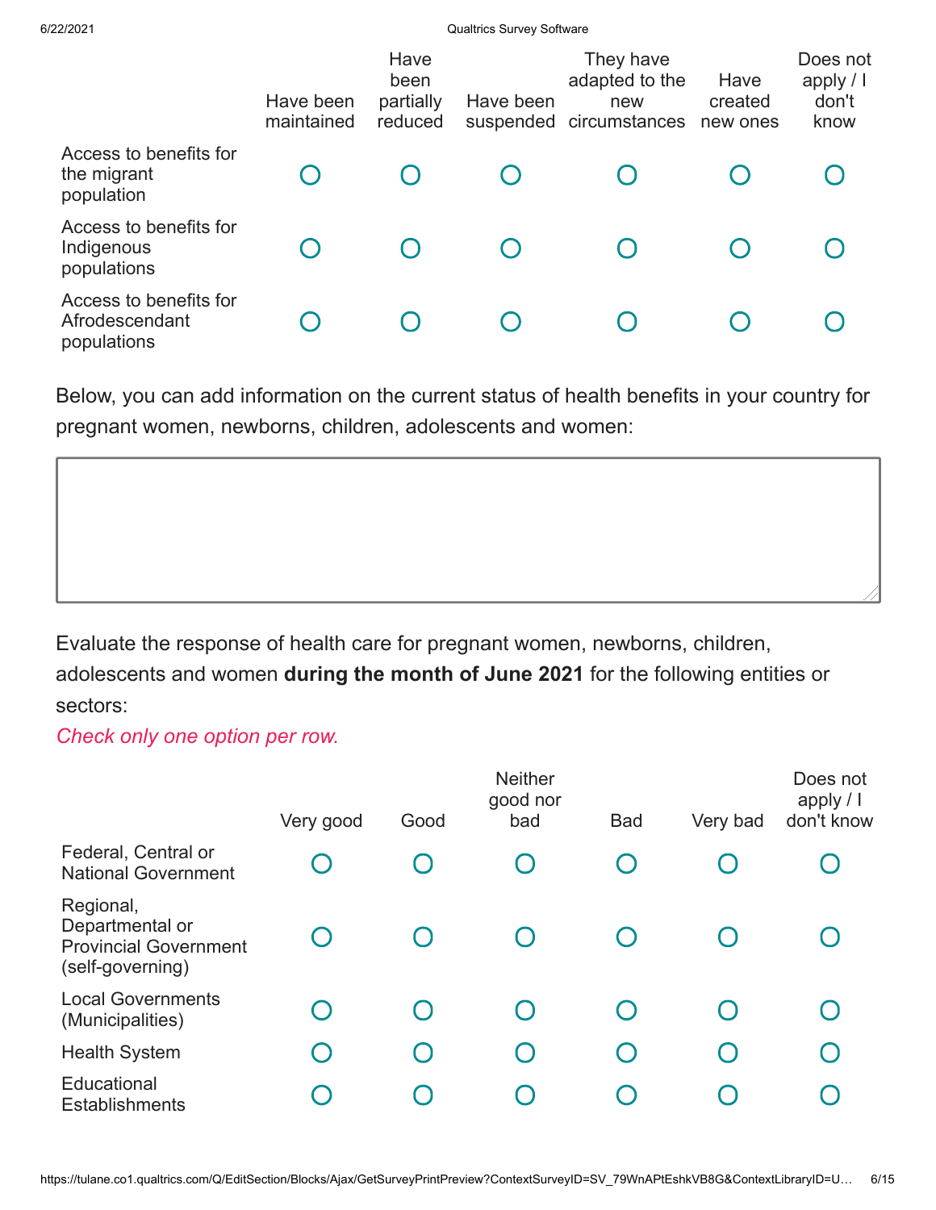| | Have been maintained | Have been partially reduced | Have been suspended | They have adapted to the new circumstances | Have created new ones | Does not apply / I don't know |
|---|---|---|---|---|---|---|
| Access to benefits for the migrant population | ○ | ○ | ○ | ○ | ○ | ○ |
| Access to benefits for Indigenous populations | ○ | ○ | ○ | ○ | ○ | ○ |
| Access to benefits for Afrodescendant populations | ○ | ○ | ○ | ○ | ○ | ○ |

Below, you can add information on the current status of health benefits in your country for pregnant women, newborns, children, adolescents and women:

Evaluate the response of health care for pregnant women, newborns, children, adolescents and women **during the month of June 2021** for the following entities or sectors:

*Check only one option per row.*

| | Very good | Good | Neither good nor bad | Bad | Very bad | Does not apply / I don't know |
|---|---|---|---|---|---|---|
| Federal, Central or National Government | ○ | ○ | ○ | ○ | ○ | ○ |
| Regional, Departmental or Provincial Government (self-governing) | ○ | ○ | ○ | ○ | ○ | ○ |
| Local Governments (Municipalities) | ○ | ○ | ○ | ○ | ○ | ○ |
| Health System | ○ | ○ | ○ | ○ | ○ | ○ |
| Educational Establishments | ○ | ○ | ○ | ○ | ○ | ○ |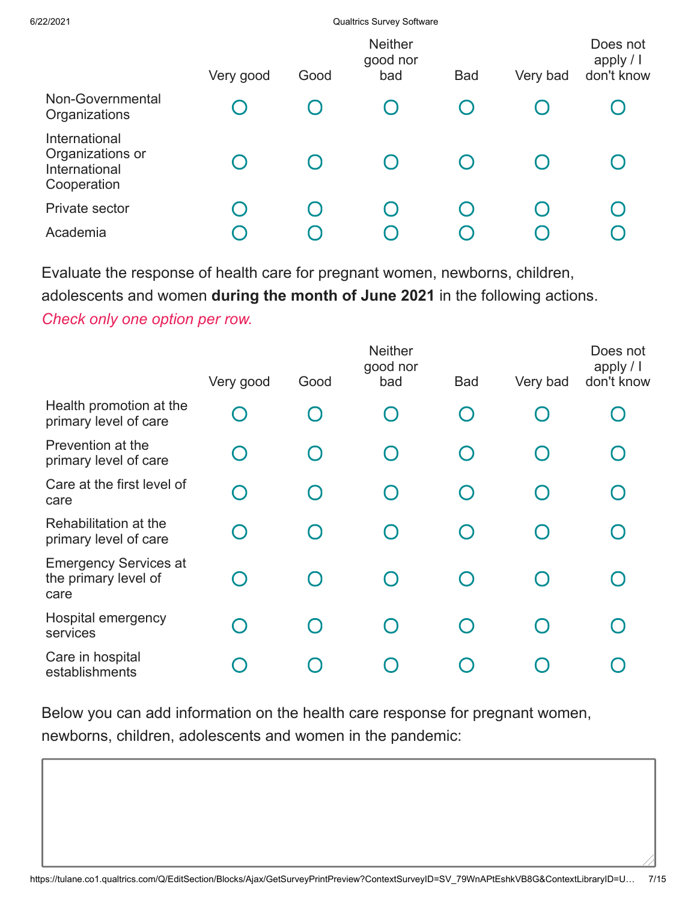| | Very good | Good | Neither good nor bad | Bad | Very bad | Does not apply / I don't know |
|---|---|---|---|---|---|---|
| Non-Governmental Organizations | ○ | ○ | ○ | ○ | ○ | ○ |
| International Organizations or International Cooperation | ○ | ○ | ○ | ○ | ○ | ○ |
| Private sector | ○ | ○ | ○ | ○ | ○ | ○ |
| Academia | ○ | ○ | ○ | ○ | ○ | ○ |

Evaluate the response of health care for pregnant women, newborns, children, adolescents and women **during the month of June 2021** in the following actions.
*Check only one option per row.*

| | Very good | Good | Neither good nor bad | Bad | Very bad | Does not apply / I don't know |
|---|---|---|---|---|---|---|
| Health promotion at the primary level of care | ○ | ○ | ○ | ○ | ○ | ○ |
| Prevention at the primary level of care | ○ | ○ | ○ | ○ | ○ | ○ |
| Care at the first level of care | ○ | ○ | ○ | ○ | ○ | ○ |
| Rehabilitation at the primary level of care | ○ | ○ | ○ | ○ | ○ | ○ |
| Emergency Services at the primary level of care | ○ | ○ | ○ | ○ | ○ | ○ |
| Hospital emergency services | ○ | ○ | ○ | ○ | ○ | ○ |
| Care in hospital establishments | ○ | ○ | ○ | ○ | ○ | ○ |

Below you can add information on the health care response for pregnant women, newborns, children, adolescents and women in the pandemic: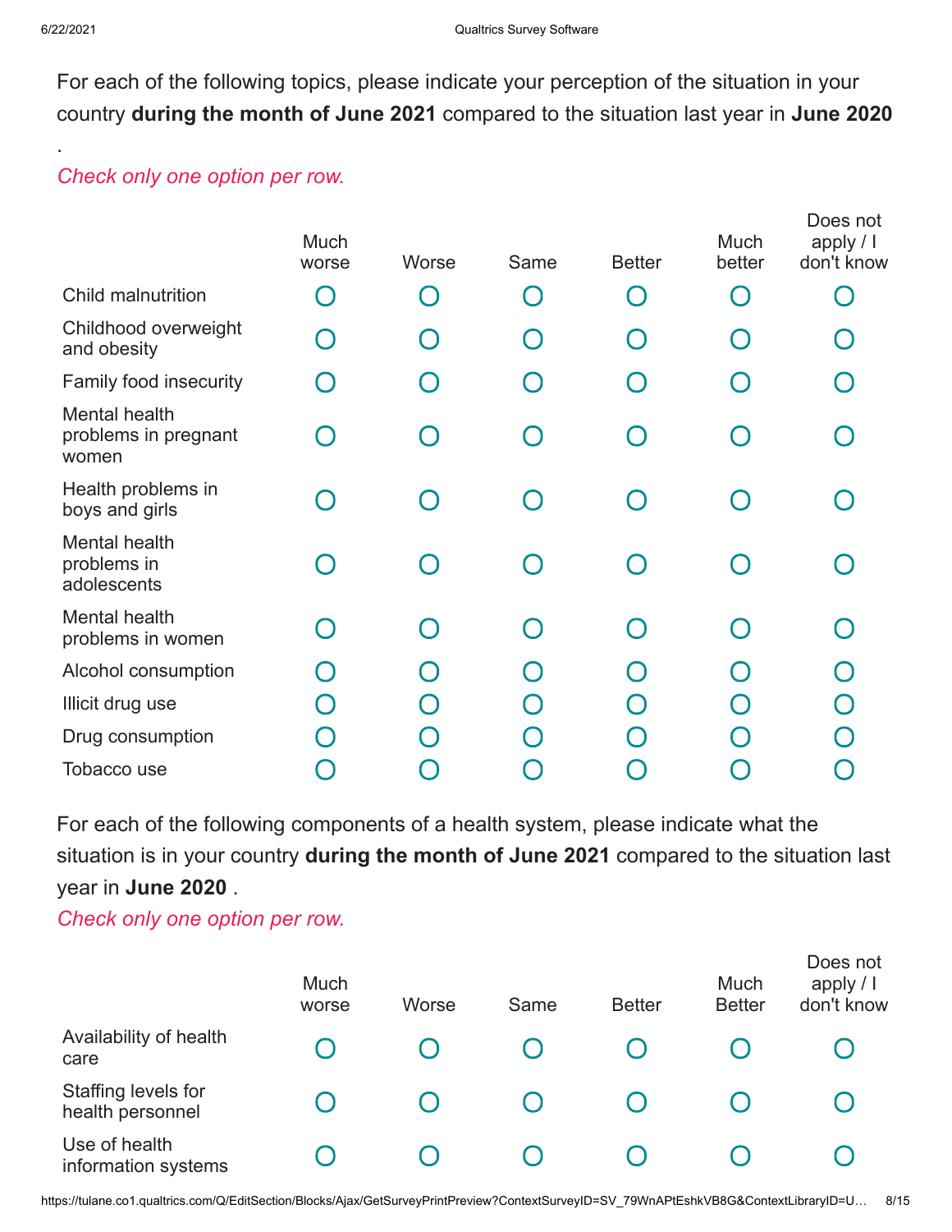For each of the following topics, please indicate your perception of the situation in your country **during the month of June 2021** compared to the situation last year in **June 2020**

.

*Check only one option per row.*

| | Much worse | Worse | Same | Better | Much better | Does not apply / I don't know |
|---|---|---|---|---|---|---|
| Child malnutrition | ○ | ○ | ○ | ○ | ○ | ○ |
| Childhood overweight and obesity | ○ | ○ | ○ | ○ | ○ | ○ |
| Family food insecurity | ○ | ○ | ○ | ○ | ○ | ○ |
| Mental health problems in pregnant women | ○ | ○ | ○ | ○ | ○ | ○ |
| Health problems in boys and girls | ○ | ○ | ○ | ○ | ○ | ○ |
| Mental health problems in adolescents | ○ | ○ | ○ | ○ | ○ | ○ |
| Mental health problems in women | ○ | ○ | ○ | ○ | ○ | ○ |
| Alcohol consumption | ○ | ○ | ○ | ○ | ○ | ○ |
| Illicit drug use | ○ | ○ | ○ | ○ | ○ | ○ |
| Drug consumption | ○ | ○ | ○ | ○ | ○ | ○ |
| Tobacco use | ○ | ○ | ○ | ○ | ○ | ○ |

For each of the following components of a health system, please indicate what the situation is in your country **during the month of June 2021** compared to the situation last year in **June 2020** .

*Check only one option per row.*

| | Much worse | Worse | Same | Better | Much Better | Does not apply / I don't know |
|---|---|---|---|---|---|---|
| Availability of health care | ○ | ○ | ○ | ○ | ○ | ○ |
| Staffing levels for health personnel | ○ | ○ | ○ | ○ | ○ | ○ |
| Use of health information systems | ○ | ○ | ○ | ○ | ○ | ○ |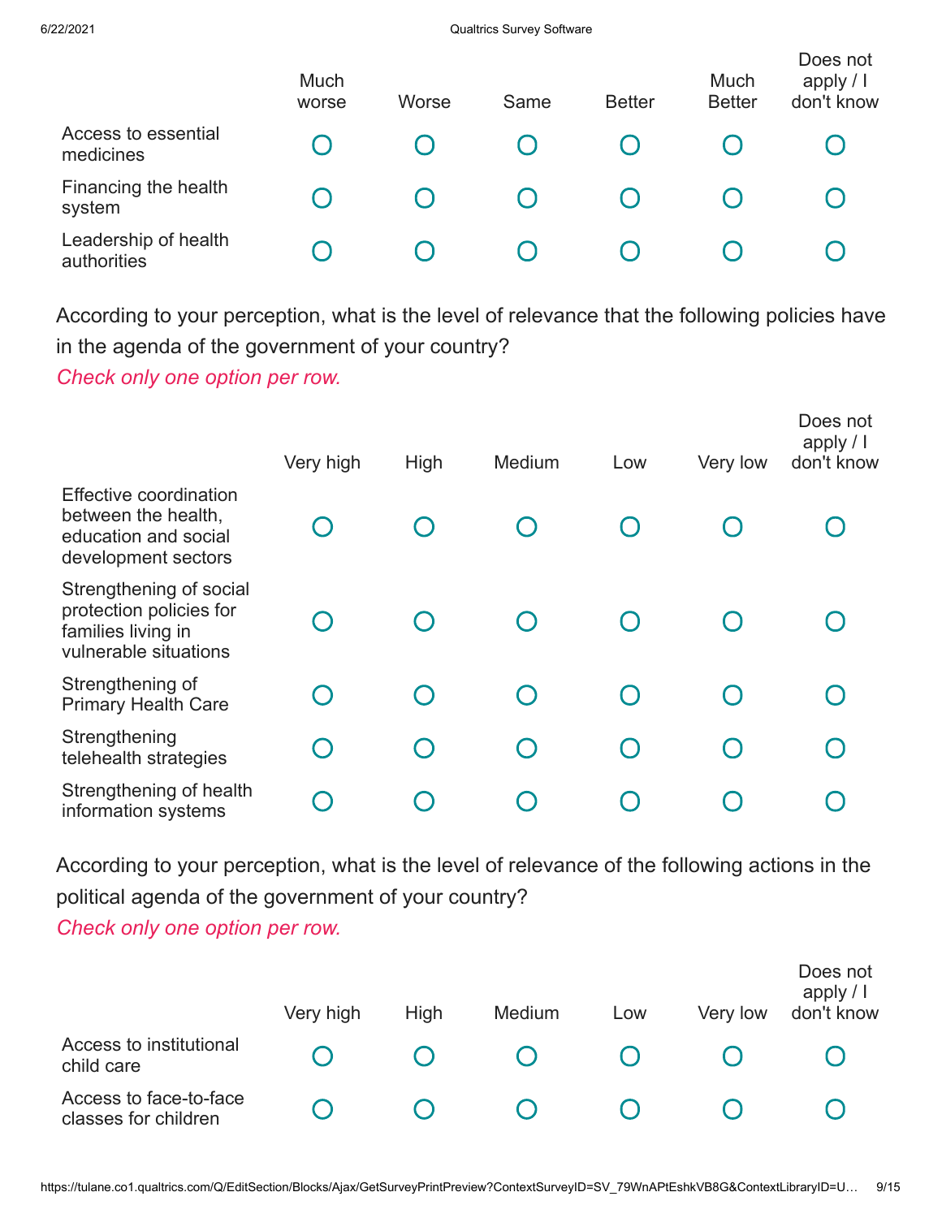| | Much worse | Worse | Same | Better | Much Better | Does not apply / I don't know |
|---|---|---|---|---|---|---|
| Access to essential medicines | ○ | ○ | ○ | ○ | ○ | ○ |
| Financing the health system | ○ | ○ | ○ | ○ | ○ | ○ |
| Leadership of health authorities | ○ | ○ | ○ | ○ | ○ | ○ |

According to your perception, what is the level of relevance that the following policies have in the agenda of the government of your country?

*Check only one option per row.*

| | Very high | High | Medium | Low | Very low | Does not apply / I don't know |
|---|---|---|---|---|---|---|
| Effective coordination between the health, education and social development sectors | ○ | ○ | ○ | ○ | ○ | ○ |
| Strengthening of social protection policies for families living in vulnerable situations | ○ | ○ | ○ | ○ | ○ | ○ |
| Strengthening of Primary Health Care | ○ | ○ | ○ | ○ | ○ | ○ |
| Strengthening telehealth strategies | ○ | ○ | ○ | ○ | ○ | ○ |
| Strengthening of health information systems | ○ | ○ | ○ | ○ | ○ | ○ |

According to your perception, what is the level of relevance of the following actions in the political agenda of the government of your country?

*Check only one option per row.*

| | Very high | High | Medium | Low | Very low | Does not apply / I don't know |
|---|---|---|---|---|---|---|
| Access to institutional child care | ○ | ○ | ○ | ○ | ○ | ○ |
| Access to face-to-face classes for children | ○ | ○ | ○ | ○ | ○ | ○ |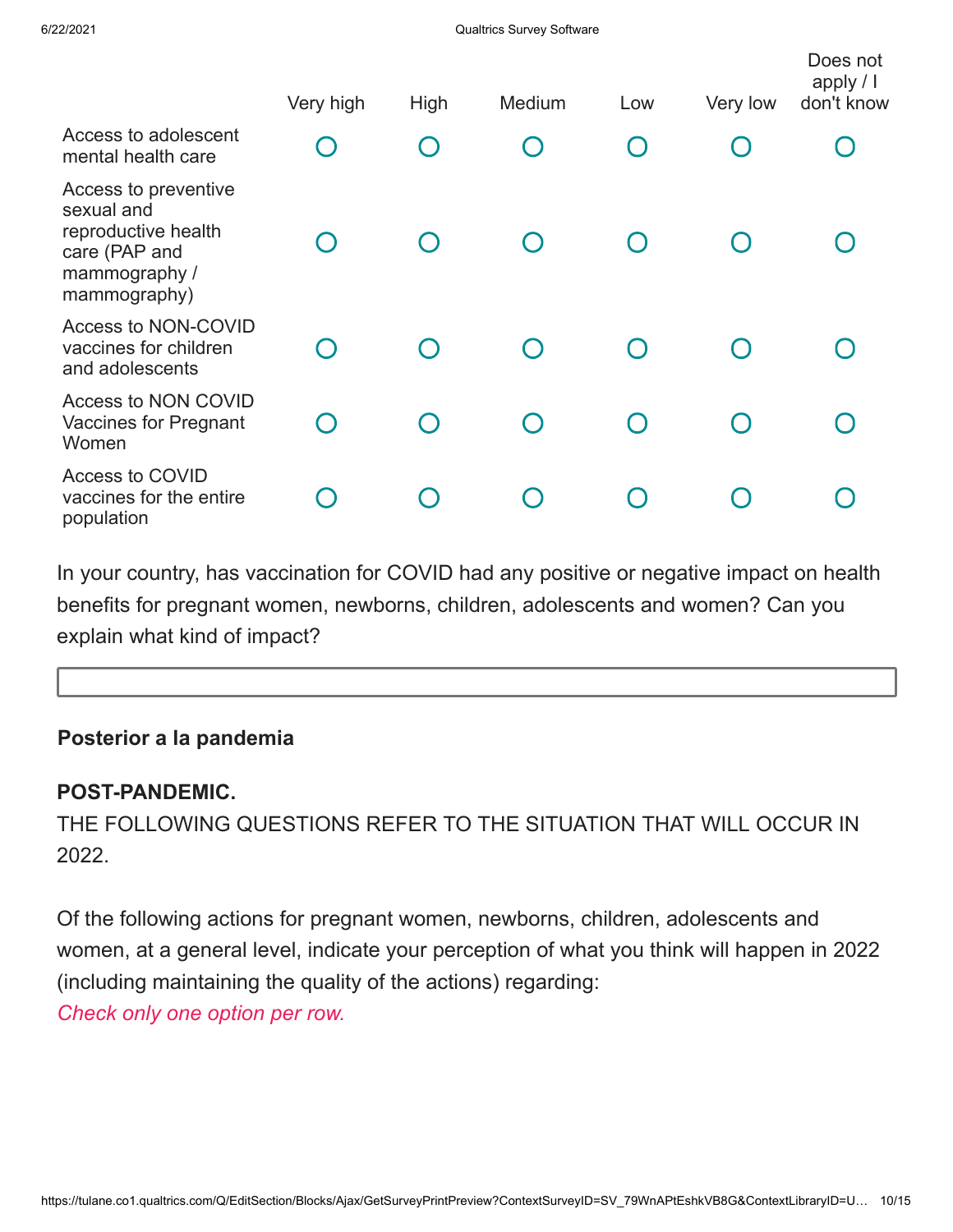| | Very high | High | Medium | Low | Very low | Does not apply / I don't know |
|---|---|---|---|---|---|---|
| Access to adolescent mental health care | ○ | ○ | ○ | ○ | ○ | ○ |
| Access to preventive sexual and reproductive health care (PAP and mammography / mammography) | ○ | ○ | ○ | ○ | ○ | ○ |
| Access to NON-COVID vaccines for children and adolescents | ○ | ○ | ○ | ○ | ○ | ○ |
| Access to NON COVID Vaccines for Pregnant Women | ○ | ○ | ○ | ○ | ○ | ○ |
| Access to COVID vaccines for the entire population | ○ | ○ | ○ | ○ | ○ | ○ |

In your country, has vaccination for COVID had any positive or negative impact on health benefits for pregnant women, newborns, children, adolescents and women? Can you explain what kind of impact?

**Posterior a la pandemia**

**POST-PANDEMIC.**

THE FOLLOWING QUESTIONS REFER TO THE SITUATION THAT WILL OCCUR IN 2022.

Of the following actions for pregnant women, newborns, children, adolescents and women, at a general level, indicate your perception of what you think will happen in 2022 (including maintaining the quality of the actions) regarding:

*Check only one option per row.*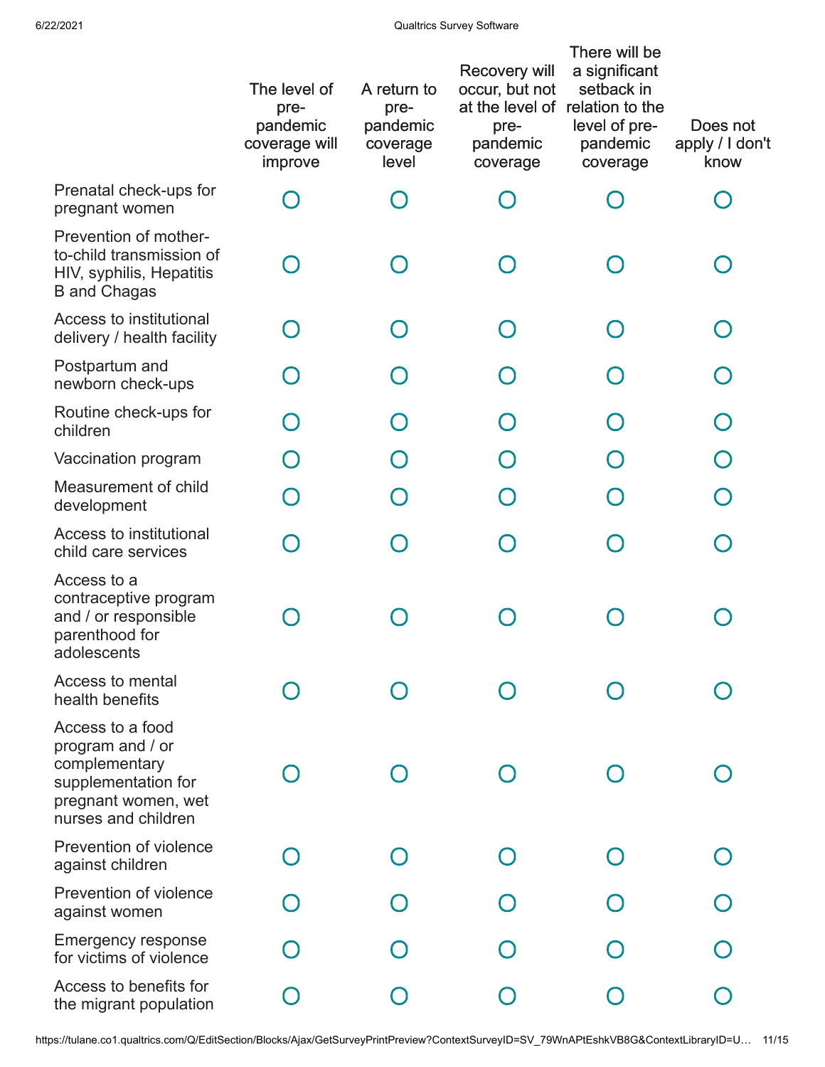| | The level of pre-pandemic coverage will improve | A return to pre-pandemic coverage level | Recovery will occur, but not at the level of pre-pandemic coverage | There will be a significant setback in relation to the level of pre-pandemic coverage | Does not apply / I don't know |
|---|---|---|---|---|---|
| Prenatal check-ups for pregnant women | ○ | ○ | ○ | ○ | ○ |
| Prevention of mother-to-child transmission of HIV, syphilis, Hepatitis B and Chagas | ○ | ○ | ○ | ○ | ○ |
| Access to institutional delivery / health facility | ○ | ○ | ○ | ○ | ○ |
| Postpartum and newborn check-ups | ○ | ○ | ○ | ○ | ○ |
| Routine check-ups for children | ○ | ○ | ○ | ○ | ○ |
| Vaccination program | ○ | ○ | ○ | ○ | ○ |
| Measurement of child development | ○ | ○ | ○ | ○ | ○ |
| Access to institutional child care services | ○ | ○ | ○ | ○ | ○ |
| Access to a contraceptive program and / or responsible parenthood for adolescents | ○ | ○ | ○ | ○ | ○ |
| Access to mental health benefits | ○ | ○ | ○ | ○ | ○ |
| Access to a food program and / or complementary supplementation for pregnant women, wet nurses and children | ○ | ○ | ○ | ○ | ○ |
| Prevention of violence against children | ○ | ○ | ○ | ○ | ○ |
| Prevention of violence against women | ○ | ○ | ○ | ○ | ○ |
| Emergency response for victims of violence | ○ | ○ | ○ | ○ | ○ |
| Access to benefits for the migrant population | ○ | ○ | ○ | ○ | ○ |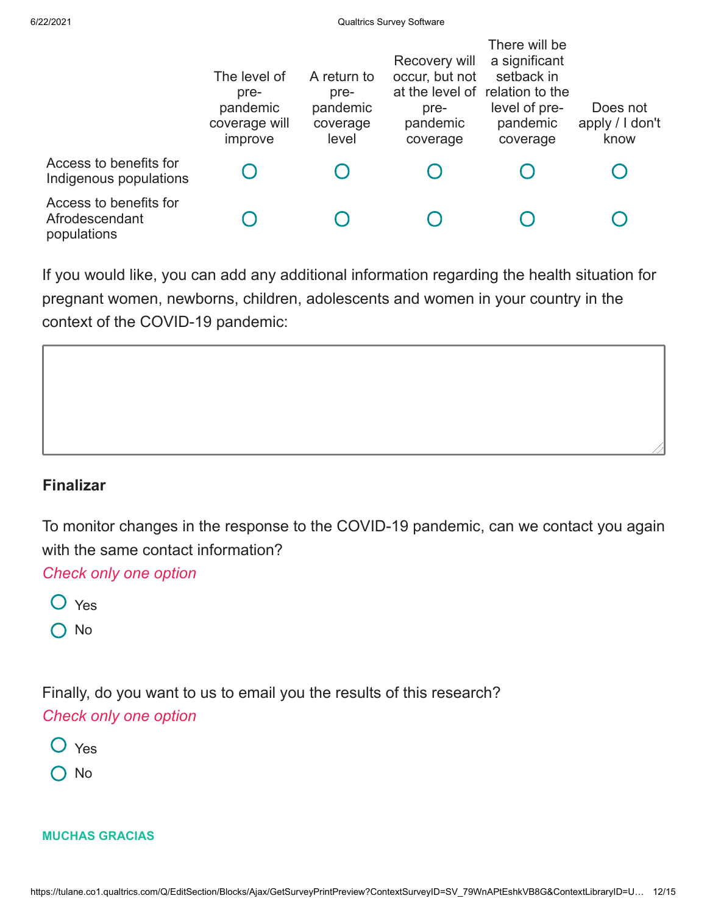| | The level of pre-pandemic coverage will improve | A return to pre-pandemic coverage level | Recovery will occur, but not at the level of pre-pandemic coverage | There will be a significant setback in relation to the level of pre-pandemic coverage | Does not apply / I don't know |
|---|---|---|---|---|---|
| Access to benefits for Indigenous populations | ○ | ○ | ○ | ○ | ○ |
| Access to benefits for Afrodescendant populations | ○ | ○ | ○ | ○ | ○ |

If you would like, you can add any additional information regarding the health situation for pregnant women, newborns, children, adolescents and women in your country in the context of the COVID-19 pandemic:

**Finalizar**

To monitor changes in the response to the COVID-19 pandemic, can we contact you again with the same contact information?

*Check only one option*

- ○ Yes
- ○ No

Finally, do you want to us to email you the results of this research?

*Check only one option*

- ○ Yes
- ○ No

**MUCHAS GRACIAS**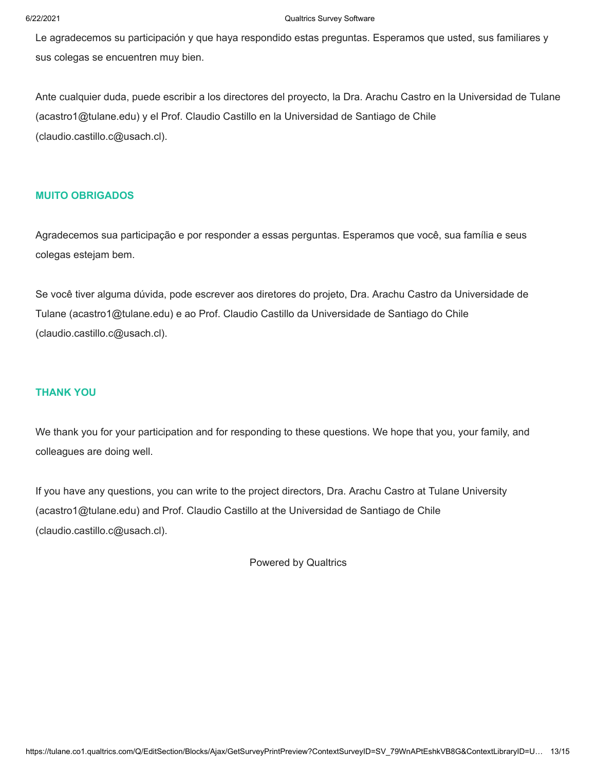Le agradecemos su participación y que haya respondido estas preguntas. Esperamos que usted, sus familiares y sus colegas se encuentren muy bien.

Ante cualquier duda, puede escribir a los directores del proyecto, la Dra. Arachu Castro en la Universidad de Tulane (acastro1@tulane.edu) y el Prof. Claudio Castillo en la Universidad de Santiago de Chile (claudio.castillo.c@usach.cl).

**MUITO OBRIGADOS**

Agradecemos sua participação e por responder a essas perguntas. Esperamos que você, sua família e seus colegas estejam bem.

Se você tiver alguma dúvida, pode escrever aos diretores do projeto, Dra. Arachu Castro da Universidade de Tulane (acastro1@tulane.edu) e ao Prof. Claudio Castillo da Universidade de Santiago do Chile (claudio.castillo.c@usach.cl).

**THANK YOU**

We thank you for your participation and for responding to these questions. We hope that you, your family, and colleagues are doing well.

If you have any questions, you can write to the project directors, Dra. Arachu Castro at Tulane University (acastro1@tulane.edu) and Prof. Claudio Castillo at the Universidad de Santiago de Chile (claudio.castillo.c@usach.cl).

Powered by Qualtrics